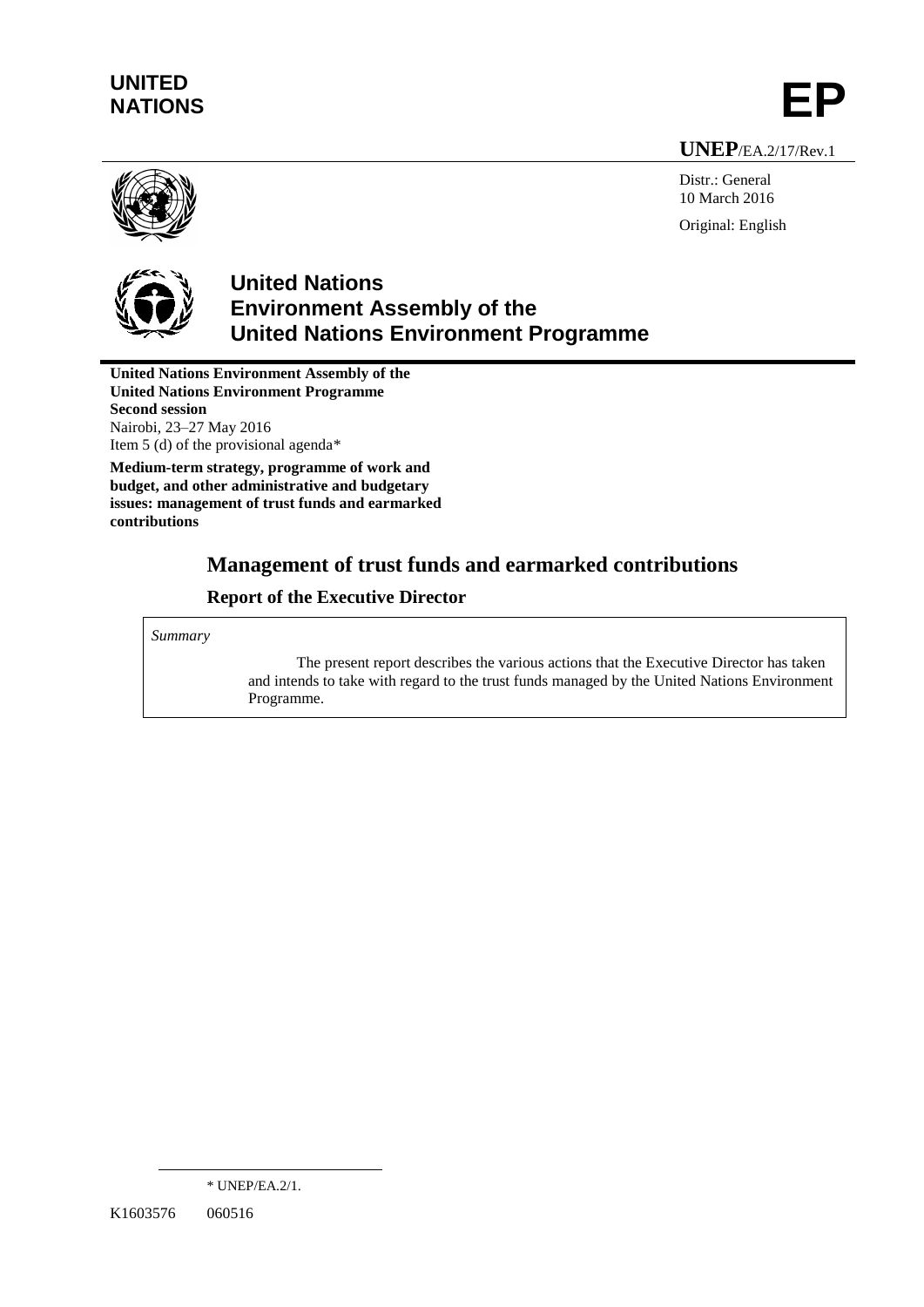**UNITED NATIONS**

**EP**

**UNEP**/EA.2/17/Rev.1

Distr.: General
10 March 2016

Original: English

# United Nations Environment Assembly of the United Nations Environment Programme

**United Nations Environment Assembly of the United Nations Environment Programme**
**Second session**
Nairobi, 23–27 May 2016
Item 5 (d) of the provisional agenda*

**Medium-term strategy, programme of work and budget, and other administrative and budgetary issues: management of trust funds and earmarked contributions**

## Management of trust funds and earmarked contributions

### Report of the Executive Director

*Summary*

The present report describes the various actions that the Executive Director has taken and intends to take with regard to the trust funds managed by the United Nations Environment Programme.

\* UNEP/EA.2/1.

K1603576 060516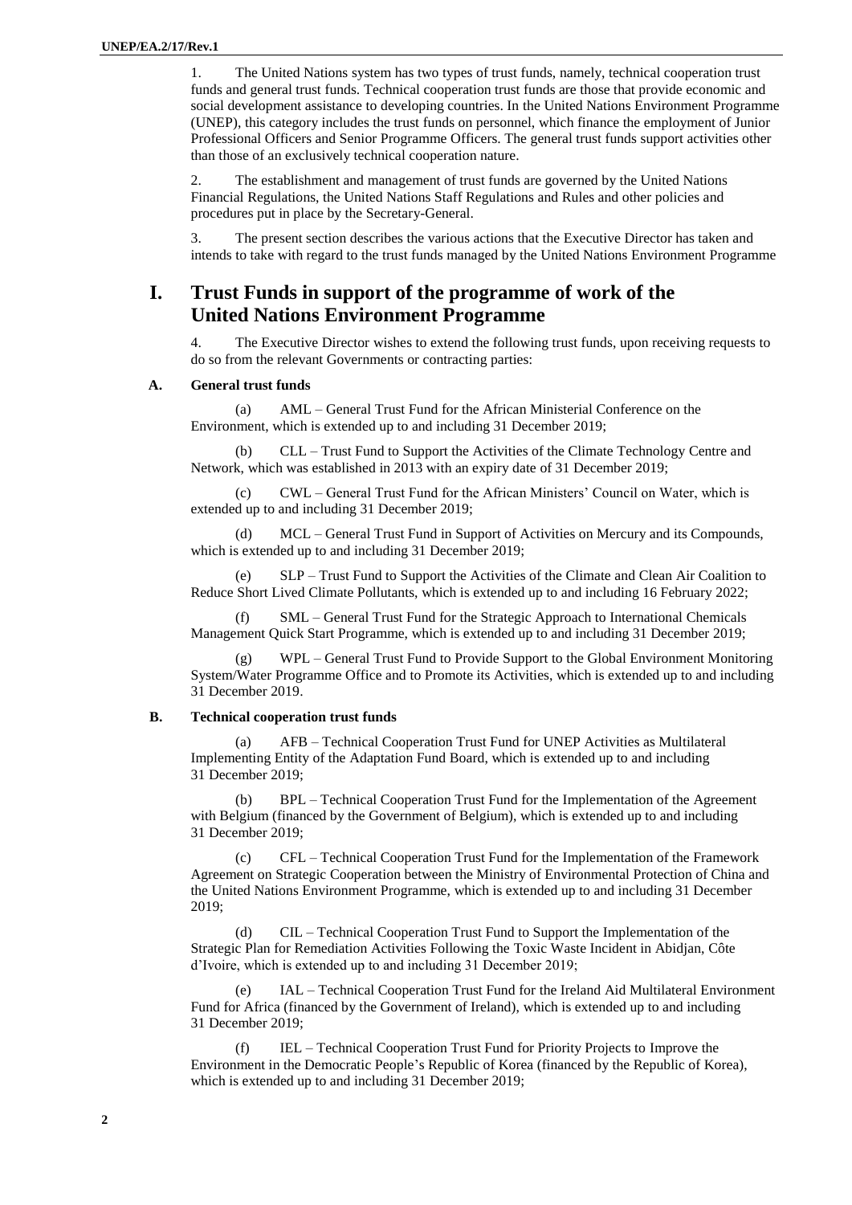1. The United Nations system has two types of trust funds, namely, technical cooperation trust funds and general trust funds. Technical cooperation trust funds are those that provide economic and social development assistance to developing countries. In the United Nations Environment Programme (UNEP), this category includes the trust funds on personnel, which finance the employment of Junior Professional Officers and Senior Programme Officers. The general trust funds support activities other than those of an exclusively technical cooperation nature.

2. The establishment and management of trust funds are governed by the United Nations Financial Regulations, the United Nations Staff Regulations and Rules and other policies and procedures put in place by the Secretary-General.

3. The present section describes the various actions that the Executive Director has taken and intends to take with regard to the trust funds managed by the United Nations Environment Programme

# I. Trust Funds in support of the programme of work of the United Nations Environment Programme

4. The Executive Director wishes to extend the following trust funds, upon receiving requests to do so from the relevant Governments or contracting parties:

### A. General trust funds

(a) AML – General Trust Fund for the African Ministerial Conference on the Environment, which is extended up to and including 31 December 2019;

(b) CLL – Trust Fund to Support the Activities of the Climate Technology Centre and Network, which was established in 2013 with an expiry date of 31 December 2019;

(c) CWL – General Trust Fund for the African Ministers' Council on Water, which is extended up to and including 31 December 2019;

(d) MCL – General Trust Fund in Support of Activities on Mercury and its Compounds, which is extended up to and including 31 December 2019;

(e) SLP – Trust Fund to Support the Activities of the Climate and Clean Air Coalition to Reduce Short Lived Climate Pollutants, which is extended up to and including 16 February 2022;

(f) SML – General Trust Fund for the Strategic Approach to International Chemicals Management Quick Start Programme, which is extended up to and including 31 December 2019;

(g) WPL – General Trust Fund to Provide Support to the Global Environment Monitoring System/Water Programme Office and to Promote its Activities, which is extended up to and including 31 December 2019.

### B. Technical cooperation trust funds

(a) AFB – Technical Cooperation Trust Fund for UNEP Activities as Multilateral Implementing Entity of the Adaptation Fund Board, which is extended up to and including 31 December 2019;

(b) BPL – Technical Cooperation Trust Fund for the Implementation of the Agreement with Belgium (financed by the Government of Belgium), which is extended up to and including 31 December 2019;

(c) CFL – Technical Cooperation Trust Fund for the Implementation of the Framework Agreement on Strategic Cooperation between the Ministry of Environmental Protection of China and the United Nations Environment Programme, which is extended up to and including 31 December 2019;

(d) CIL – Technical Cooperation Trust Fund to Support the Implementation of the Strategic Plan for Remediation Activities Following the Toxic Waste Incident in Abidjan, Côte d'Ivoire, which is extended up to and including 31 December 2019;

(e) IAL – Technical Cooperation Trust Fund for the Ireland Aid Multilateral Environment Fund for Africa (financed by the Government of Ireland), which is extended up to and including 31 December 2019;

(f) IEL – Technical Cooperation Trust Fund for Priority Projects to Improve the Environment in the Democratic People's Republic of Korea (financed by the Republic of Korea), which is extended up to and including 31 December 2019;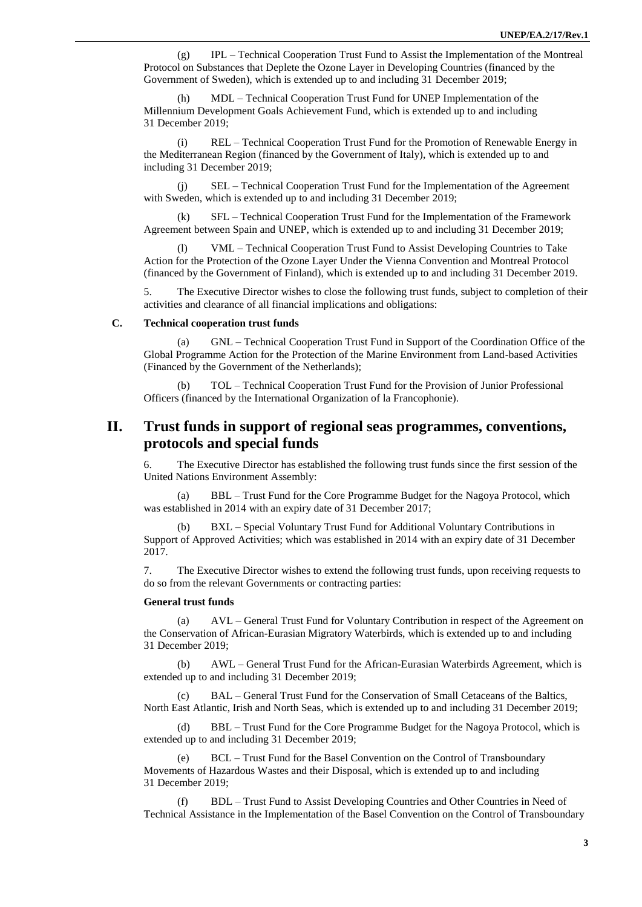(g) IPL – Technical Cooperation Trust Fund to Assist the Implementation of the Montreal Protocol on Substances that Deplete the Ozone Layer in Developing Countries (financed by the Government of Sweden), which is extended up to and including 31 December 2019;

(h) MDL – Technical Cooperation Trust Fund for UNEP Implementation of the Millennium Development Goals Achievement Fund, which is extended up to and including 31 December 2019;

(i) REL – Technical Cooperation Trust Fund for the Promotion of Renewable Energy in the Mediterranean Region (financed by the Government of Italy), which is extended up to and including 31 December 2019;

(j) SEL – Technical Cooperation Trust Fund for the Implementation of the Agreement with Sweden, which is extended up to and including 31 December 2019;

(k) SFL – Technical Cooperation Trust Fund for the Implementation of the Framework Agreement between Spain and UNEP, which is extended up to and including 31 December 2019;

(l) VML – Technical Cooperation Trust Fund to Assist Developing Countries to Take Action for the Protection of the Ozone Layer Under the Vienna Convention and Montreal Protocol (financed by the Government of Finland), which is extended up to and including 31 December 2019.

5. The Executive Director wishes to close the following trust funds, subject to completion of their activities and clearance of all financial implications and obligations:

### C. Technical cooperation trust funds

(a) GNL – Technical Cooperation Trust Fund in Support of the Coordination Office of the Global Programme Action for the Protection of the Marine Environment from Land-based Activities (Financed by the Government of the Netherlands);

(b) TOL – Technical Cooperation Trust Fund for the Provision of Junior Professional Officers (financed by the International Organization of la Francophonie).

## II. Trust funds in support of regional seas programmes, conventions, protocols and special funds

6. The Executive Director has established the following trust funds since the first session of the United Nations Environment Assembly:

(a) BBL – Trust Fund for the Core Programme Budget for the Nagoya Protocol, which was established in 2014 with an expiry date of 31 December 2017;

(b) BXL – Special Voluntary Trust Fund for Additional Voluntary Contributions in Support of Approved Activities; which was established in 2014 with an expiry date of 31 December 2017.

7. The Executive Director wishes to extend the following trust funds, upon receiving requests to do so from the relevant Governments or contracting parties:

**General trust funds**

(a) AVL – General Trust Fund for Voluntary Contribution in respect of the Agreement on the Conservation of African-Eurasian Migratory Waterbirds, which is extended up to and including 31 December 2019;

(b) AWL – General Trust Fund for the African-Eurasian Waterbirds Agreement, which is extended up to and including 31 December 2019;

(c) BAL – General Trust Fund for the Conservation of Small Cetaceans of the Baltics, North East Atlantic, Irish and North Seas, which is extended up to and including 31 December 2019;

(d) BBL – Trust Fund for the Core Programme Budget for the Nagoya Protocol, which is extended up to and including 31 December 2019;

(e) BCL – Trust Fund for the Basel Convention on the Control of Transboundary Movements of Hazardous Wastes and their Disposal, which is extended up to and including 31 December 2019;

(f) BDL – Trust Fund to Assist Developing Countries and Other Countries in Need of Technical Assistance in the Implementation of the Basel Convention on the Control of Transboundary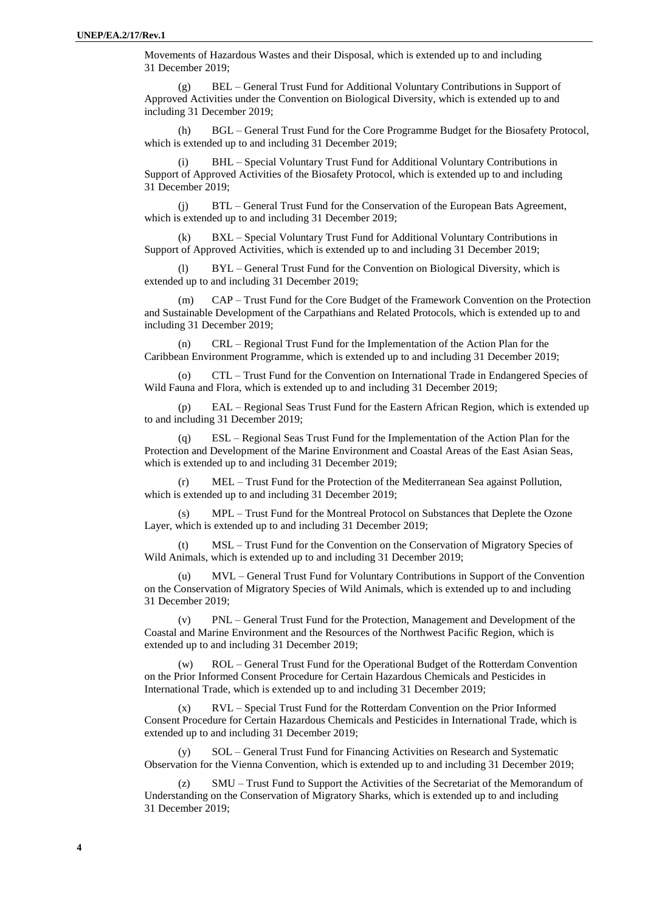Movements of Hazardous Wastes and their Disposal, which is extended up to and including 31 December 2019;

(g) BEL – General Trust Fund for Additional Voluntary Contributions in Support of Approved Activities under the Convention on Biological Diversity, which is extended up to and including 31 December 2019;

(h) BGL – General Trust Fund for the Core Programme Budget for the Biosafety Protocol, which is extended up to and including 31 December 2019;

(i) BHL – Special Voluntary Trust Fund for Additional Voluntary Contributions in Support of Approved Activities of the Biosafety Protocol, which is extended up to and including 31 December 2019;

(j) BTL – General Trust Fund for the Conservation of the European Bats Agreement, which is extended up to and including 31 December 2019;

(k) BXL – Special Voluntary Trust Fund for Additional Voluntary Contributions in Support of Approved Activities, which is extended up to and including 31 December 2019;

(l) BYL – General Trust Fund for the Convention on Biological Diversity, which is extended up to and including 31 December 2019;

(m) CAP – Trust Fund for the Core Budget of the Framework Convention on the Protection and Sustainable Development of the Carpathians and Related Protocols, which is extended up to and including 31 December 2019;

(n) CRL – Regional Trust Fund for the Implementation of the Action Plan for the Caribbean Environment Programme, which is extended up to and including 31 December 2019;

(o) CTL – Trust Fund for the Convention on International Trade in Endangered Species of Wild Fauna and Flora, which is extended up to and including 31 December 2019;

(p) EAL – Regional Seas Trust Fund for the Eastern African Region, which is extended up to and including 31 December 2019;

(q) ESL – Regional Seas Trust Fund for the Implementation of the Action Plan for the Protection and Development of the Marine Environment and Coastal Areas of the East Asian Seas, which is extended up to and including 31 December 2019;

(r) MEL – Trust Fund for the Protection of the Mediterranean Sea against Pollution, which is extended up to and including 31 December 2019;

(s) MPL – Trust Fund for the Montreal Protocol on Substances that Deplete the Ozone Layer, which is extended up to and including 31 December 2019;

(t) MSL – Trust Fund for the Convention on the Conservation of Migratory Species of Wild Animals, which is extended up to and including 31 December 2019;

(u) MVL – General Trust Fund for Voluntary Contributions in Support of the Convention on the Conservation of Migratory Species of Wild Animals, which is extended up to and including 31 December 2019;

(v) PNL – General Trust Fund for the Protection, Management and Development of the Coastal and Marine Environment and the Resources of the Northwest Pacific Region, which is extended up to and including 31 December 2019;

(w) ROL – General Trust Fund for the Operational Budget of the Rotterdam Convention on the Prior Informed Consent Procedure for Certain Hazardous Chemicals and Pesticides in International Trade, which is extended up to and including 31 December 2019;

(x) RVL – Special Trust Fund for the Rotterdam Convention on the Prior Informed Consent Procedure for Certain Hazardous Chemicals and Pesticides in International Trade, which is extended up to and including 31 December 2019;

(y) SOL – General Trust Fund for Financing Activities on Research and Systematic Observation for the Vienna Convention, which is extended up to and including 31 December 2019;

(z) SMU – Trust Fund to Support the Activities of the Secretariat of the Memorandum of Understanding on the Conservation of Migratory Sharks, which is extended up to and including 31 December 2019;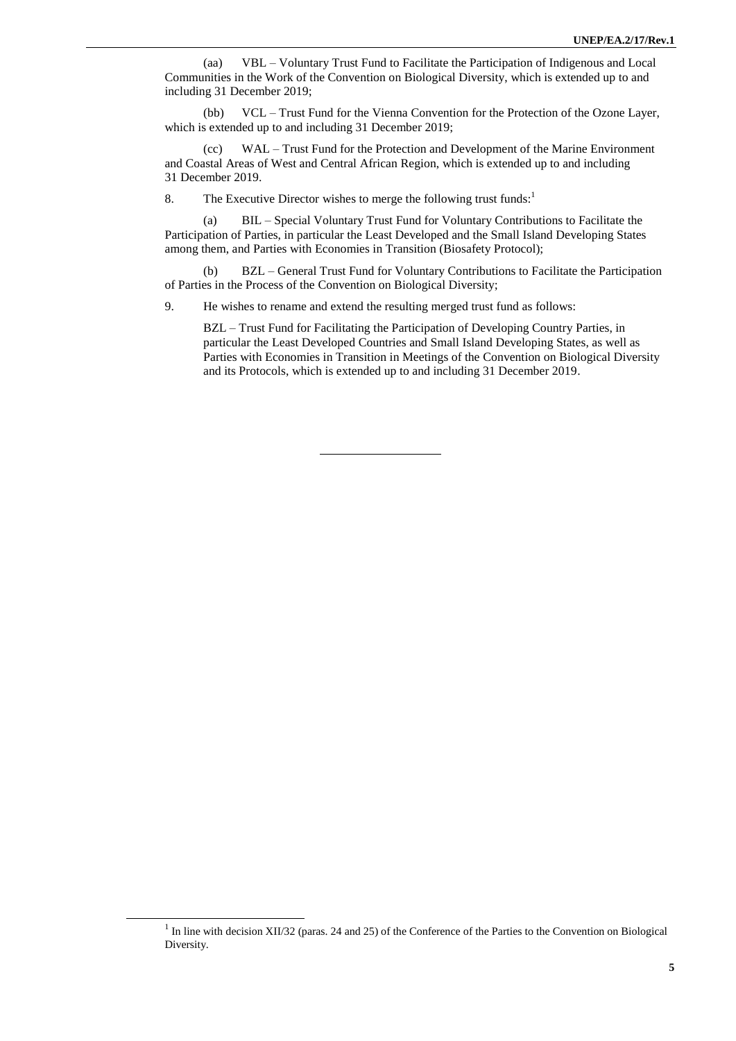(aa) VBL – Voluntary Trust Fund to Facilitate the Participation of Indigenous and Local Communities in the Work of the Convention on Biological Diversity, which is extended up to and including 31 December 2019;

(bb) VCL – Trust Fund for the Vienna Convention for the Protection of the Ozone Layer, which is extended up to and including 31 December 2019;

(cc) WAL – Trust Fund for the Protection and Development of the Marine Environment and Coastal Areas of West and Central African Region, which is extended up to and including 31 December 2019.

8. The Executive Director wishes to merge the following trust funds:[1]

(a) BIL – Special Voluntary Trust Fund for Voluntary Contributions to Facilitate the Participation of Parties, in particular the Least Developed and the Small Island Developing States among them, and Parties with Economies in Transition (Biosafety Protocol);

(b) BZL – General Trust Fund for Voluntary Contributions to Facilitate the Participation of Parties in the Process of the Convention on Biological Diversity;

9. He wishes to rename and extend the resulting merged trust fund as follows:

BZL – Trust Fund for Facilitating the Participation of Developing Country Parties, in particular the Least Developed Countries and Small Island Developing States, as well as Parties with Economies in Transition in Meetings of the Convention on Biological Diversity and its Protocols, which is extended up to and including 31 December 2019.

---

[1] In line with decision XII/32 (paras. 24 and 25) of the Conference of the Parties to the Convention on Biological Diversity.